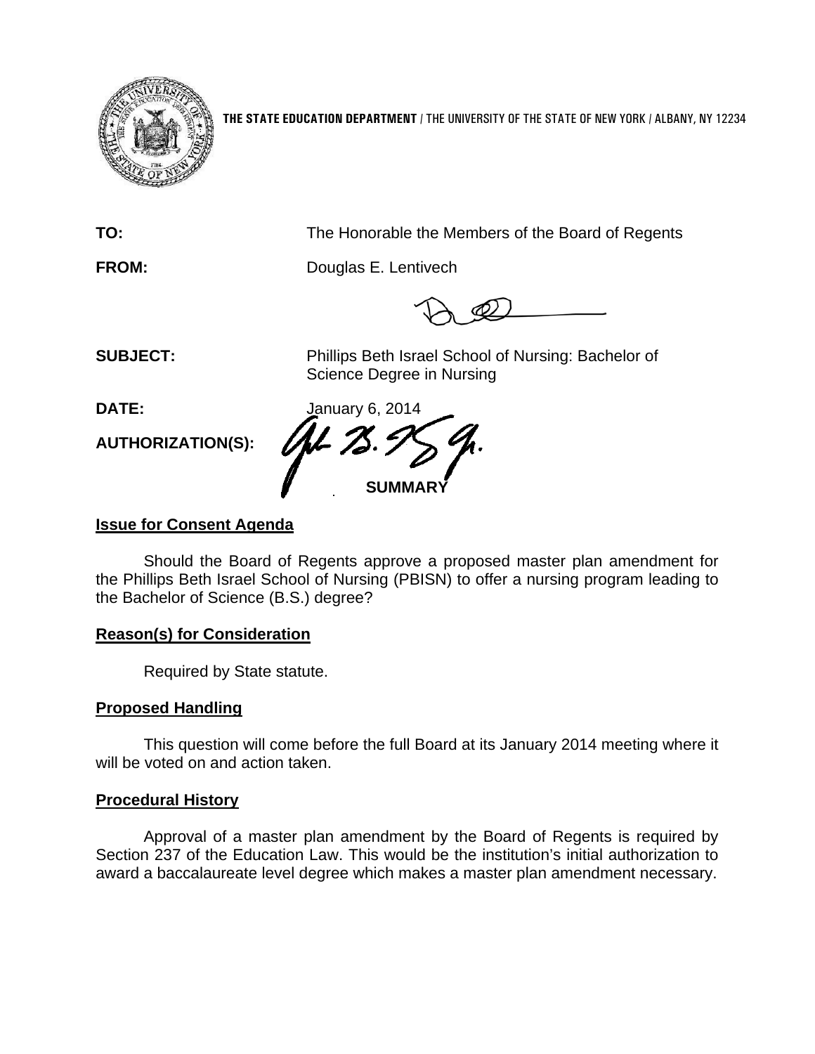**THE STATE EDUCATION DEPARTMENT** / THE UNIVERSITY OF THE STATE OF NEW YORK / ALBANY, NY 12234

**TO:** The Honorable the Members of the Board of Regents

**FROM:** Douglas E. Lentivech

**SUBJECT:** Phillips Beth Israel School of Nursing: Bachelor of Science Degree in Nursing

**DATE:** January 6, 2014

**AUTHORIZATION(S):**

## SUMMARY

### Issue for Consent Agenda

Should the Board of Regents approve a proposed master plan amendment for the Phillips Beth Israel School of Nursing (PBISN) to offer a nursing program leading to the Bachelor of Science (B.S.) degree?

### Reason(s) for Consideration

Required by State statute.

### Proposed Handling

This question will come before the full Board at its January 2014 meeting where it will be voted on and action taken.

### Procedural History

Approval of a master plan amendment by the Board of Regents is required by Section 237 of the Education Law. This would be the institution's initial authorization to award a baccalaureate level degree which makes a master plan amendment necessary.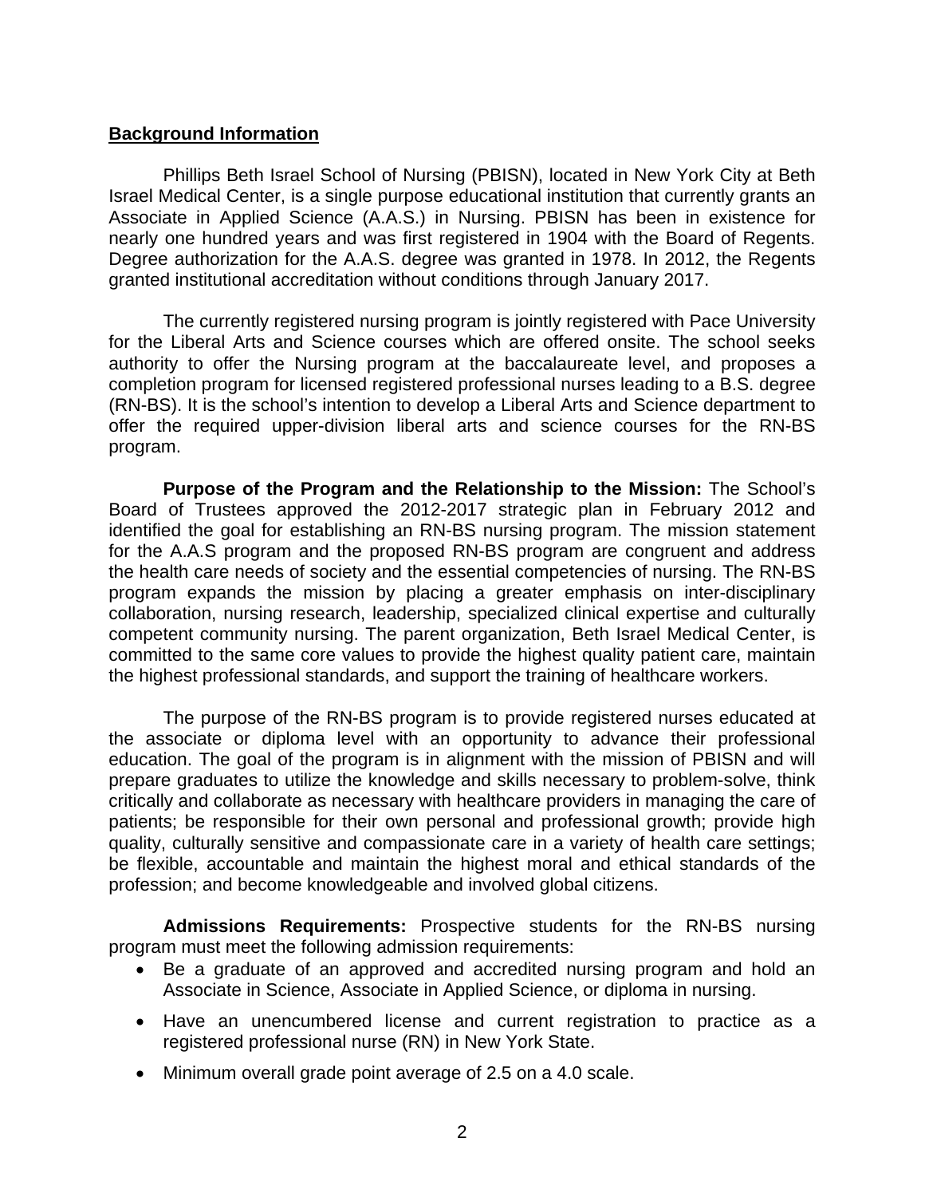## Background Information

Phillips Beth Israel School of Nursing (PBISN), located in New York City at Beth Israel Medical Center, is a single purpose educational institution that currently grants an Associate in Applied Science (A.A.S.) in Nursing. PBISN has been in existence for nearly one hundred years and was first registered in 1904 with the Board of Regents. Degree authorization for the A.A.S. degree was granted in 1978. In 2012, the Regents granted institutional accreditation without conditions through January 2017.

The currently registered nursing program is jointly registered with Pace University for the Liberal Arts and Science courses which are offered onsite. The school seeks authority to offer the Nursing program at the baccalaureate level, and proposes a completion program for licensed registered professional nurses leading to a B.S. degree (RN-BS). It is the school's intention to develop a Liberal Arts and Science department to offer the required upper-division liberal arts and science courses for the RN-BS program.

**Purpose of the Program and the Relationship to the Mission:** The School's Board of Trustees approved the 2012-2017 strategic plan in February 2012 and identified the goal for establishing an RN-BS nursing program. The mission statement for the A.A.S program and the proposed RN-BS program are congruent and address the health care needs of society and the essential competencies of nursing. The RN-BS program expands the mission by placing a greater emphasis on inter-disciplinary collaboration, nursing research, leadership, specialized clinical expertise and culturally competent community nursing. The parent organization, Beth Israel Medical Center, is committed to the same core values to provide the highest quality patient care, maintain the highest professional standards, and support the training of healthcare workers.

The purpose of the RN-BS program is to provide registered nurses educated at the associate or diploma level with an opportunity to advance their professional education. The goal of the program is in alignment with the mission of PBISN and will prepare graduates to utilize the knowledge and skills necessary to problem-solve, think critically and collaborate as necessary with healthcare providers in managing the care of patients; be responsible for their own personal and professional growth; provide high quality, culturally sensitive and compassionate care in a variety of health care settings; be flexible, accountable and maintain the highest moral and ethical standards of the profession; and become knowledgeable and involved global citizens.

**Admissions Requirements:** Prospective students for the RN-BS nursing program must meet the following admission requirements:

- Be a graduate of an approved and accredited nursing program and hold an Associate in Science, Associate in Applied Science, or diploma in nursing.
- Have an unencumbered license and current registration to practice as a registered professional nurse (RN) in New York State.
- Minimum overall grade point average of 2.5 on a 4.0 scale.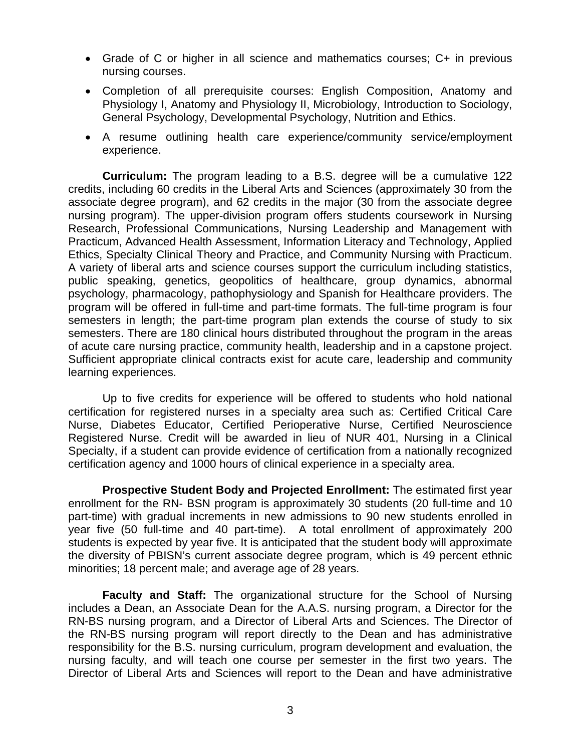- Grade of C or higher in all science and mathematics courses; C+ in previous nursing courses.
- Completion of all prerequisite courses: English Composition, Anatomy and Physiology I, Anatomy and Physiology II, Microbiology, Introduction to Sociology, General Psychology, Developmental Psychology, Nutrition and Ethics.
- A resume outlining health care experience/community service/employment experience.

**Curriculum:** The program leading to a B.S. degree will be a cumulative 122 credits, including 60 credits in the Liberal Arts and Sciences (approximately 30 from the associate degree program), and 62 credits in the major (30 from the associate degree nursing program). The upper-division program offers students coursework in Nursing Research, Professional Communications, Nursing Leadership and Management with Practicum, Advanced Health Assessment, Information Literacy and Technology, Applied Ethics, Specialty Clinical Theory and Practice, and Community Nursing with Practicum. A variety of liberal arts and science courses support the curriculum including statistics, public speaking, genetics, geopolitics of healthcare, group dynamics, abnormal psychology, pharmacology, pathophysiology and Spanish for Healthcare providers. The program will be offered in full-time and part-time formats. The full-time program is four semesters in length; the part-time program plan extends the course of study to six semesters. There are 180 clinical hours distributed throughout the program in the areas of acute care nursing practice, community health, leadership and in a capstone project. Sufficient appropriate clinical contracts exist for acute care, leadership and community learning experiences.

Up to five credits for experience will be offered to students who hold national certification for registered nurses in a specialty area such as: Certified Critical Care Nurse, Diabetes Educator, Certified Perioperative Nurse, Certified Neuroscience Registered Nurse. Credit will be awarded in lieu of NUR 401, Nursing in a Clinical Specialty, if a student can provide evidence of certification from a nationally recognized certification agency and 1000 hours of clinical experience in a specialty area.

**Prospective Student Body and Projected Enrollment:** The estimated first year enrollment for the RN- BSN program is approximately 30 students (20 full-time and 10 part-time) with gradual increments in new admissions to 90 new students enrolled in year five (50 full-time and 40 part-time). A total enrollment of approximately 200 students is expected by year five. It is anticipated that the student body will approximate the diversity of PBISN's current associate degree program, which is 49 percent ethnic minorities; 18 percent male; and average age of 28 years.

**Faculty and Staff:** The organizational structure for the School of Nursing includes a Dean, an Associate Dean for the A.A.S. nursing program, a Director for the RN-BS nursing program, and a Director of Liberal Arts and Sciences. The Director of the RN-BS nursing program will report directly to the Dean and has administrative responsibility for the B.S. nursing curriculum, program development and evaluation, the nursing faculty, and will teach one course per semester in the first two years. The Director of Liberal Arts and Sciences will report to the Dean and have administrative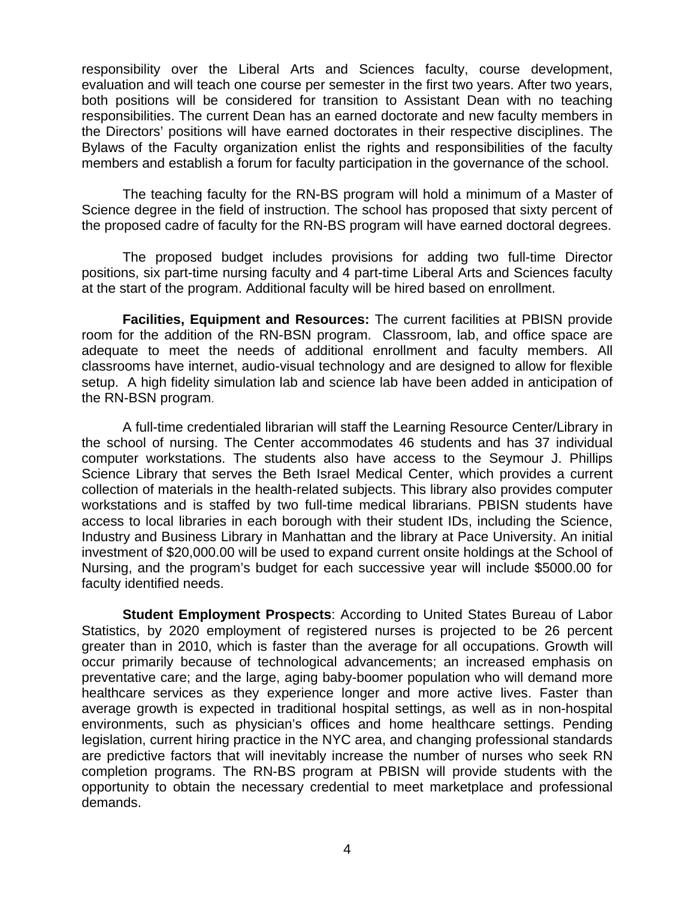responsibility over the Liberal Arts and Sciences faculty, course development, evaluation and will teach one course per semester in the first two years. After two years, both positions will be considered for transition to Assistant Dean with no teaching responsibilities. The current Dean has an earned doctorate and new faculty members in the Directors' positions will have earned doctorates in their respective disciplines. The Bylaws of the Faculty organization enlist the rights and responsibilities of the faculty members and establish a forum for faculty participation in the governance of the school.

The teaching faculty for the RN-BS program will hold a minimum of a Master of Science degree in the field of instruction. The school has proposed that sixty percent of the proposed cadre of faculty for the RN-BS program will have earned doctoral degrees.

The proposed budget includes provisions for adding two full-time Director positions, six part-time nursing faculty and 4 part-time Liberal Arts and Sciences faculty at the start of the program. Additional faculty will be hired based on enrollment.

**Facilities, Equipment and Resources:** The current facilities at PBISN provide room for the addition of the RN-BSN program. Classroom, lab, and office space are adequate to meet the needs of additional enrollment and faculty members. All classrooms have internet, audio-visual technology and are designed to allow for flexible setup. A high fidelity simulation lab and science lab have been added in anticipation of the RN-BSN program.

A full-time credentialed librarian will staff the Learning Resource Center/Library in the school of nursing. The Center accommodates 46 students and has 37 individual computer workstations. The students also have access to the Seymour J. Phillips Science Library that serves the Beth Israel Medical Center, which provides a current collection of materials in the health-related subjects. This library also provides computer workstations and is staffed by two full-time medical librarians. PBISN students have access to local libraries in each borough with their student IDs, including the Science, Industry and Business Library in Manhattan and the library at Pace University. An initial investment of $20,000.00 will be used to expand current onsite holdings at the School of Nursing, and the program's budget for each successive year will include $5000.00 for faculty identified needs.

**Student Employment Prospects**: According to United States Bureau of Labor Statistics, by 2020 employment of registered nurses is projected to be 26 percent greater than in 2010, which is faster than the average for all occupations. Growth will occur primarily because of technological advancements; an increased emphasis on preventative care; and the large, aging baby-boomer population who will demand more healthcare services as they experience longer and more active lives. Faster than average growth is expected in traditional hospital settings, as well as in non-hospital environments, such as physician's offices and home healthcare settings. Pending legislation, current hiring practice in the NYC area, and changing professional standards are predictive factors that will inevitably increase the number of nurses who seek RN completion programs. The RN-BS program at PBISN will provide students with the opportunity to obtain the necessary credential to meet marketplace and professional demands.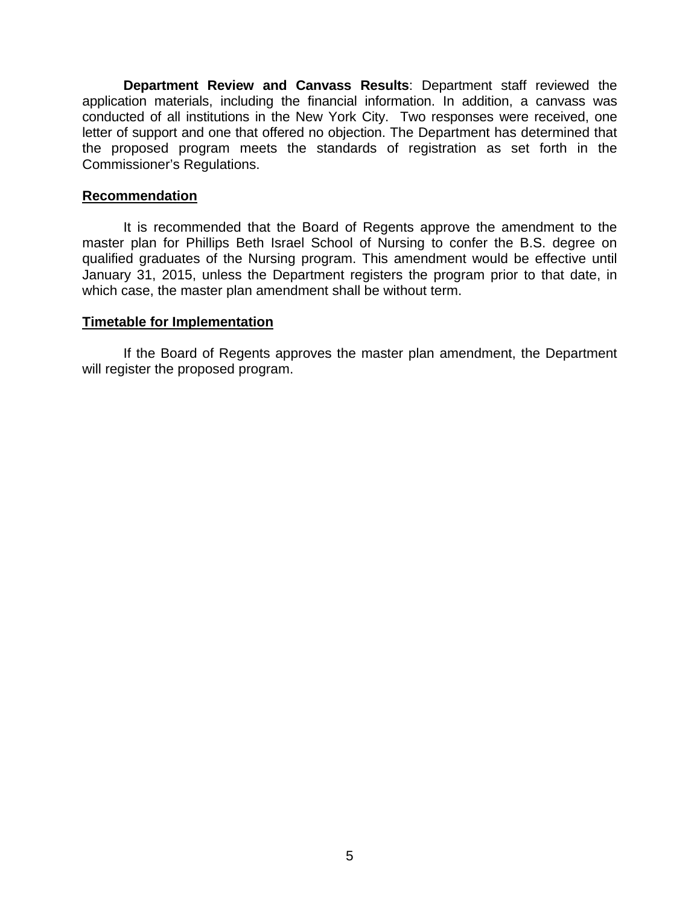**Department Review and Canvass Results**: Department staff reviewed the application materials, including the financial information. In addition, a canvass was conducted of all institutions in the New York City. Two responses were received, one letter of support and one that offered no objection. The Department has determined that the proposed program meets the standards of registration as set forth in the Commissioner's Regulations.

## Recommendation

It is recommended that the Board of Regents approve the amendment to the master plan for Phillips Beth Israel School of Nursing to confer the B.S. degree on qualified graduates of the Nursing program. This amendment would be effective until January 31, 2015, unless the Department registers the program prior to that date, in which case, the master plan amendment shall be without term.

## Timetable for Implementation

If the Board of Regents approves the master plan amendment, the Department will register the proposed program.